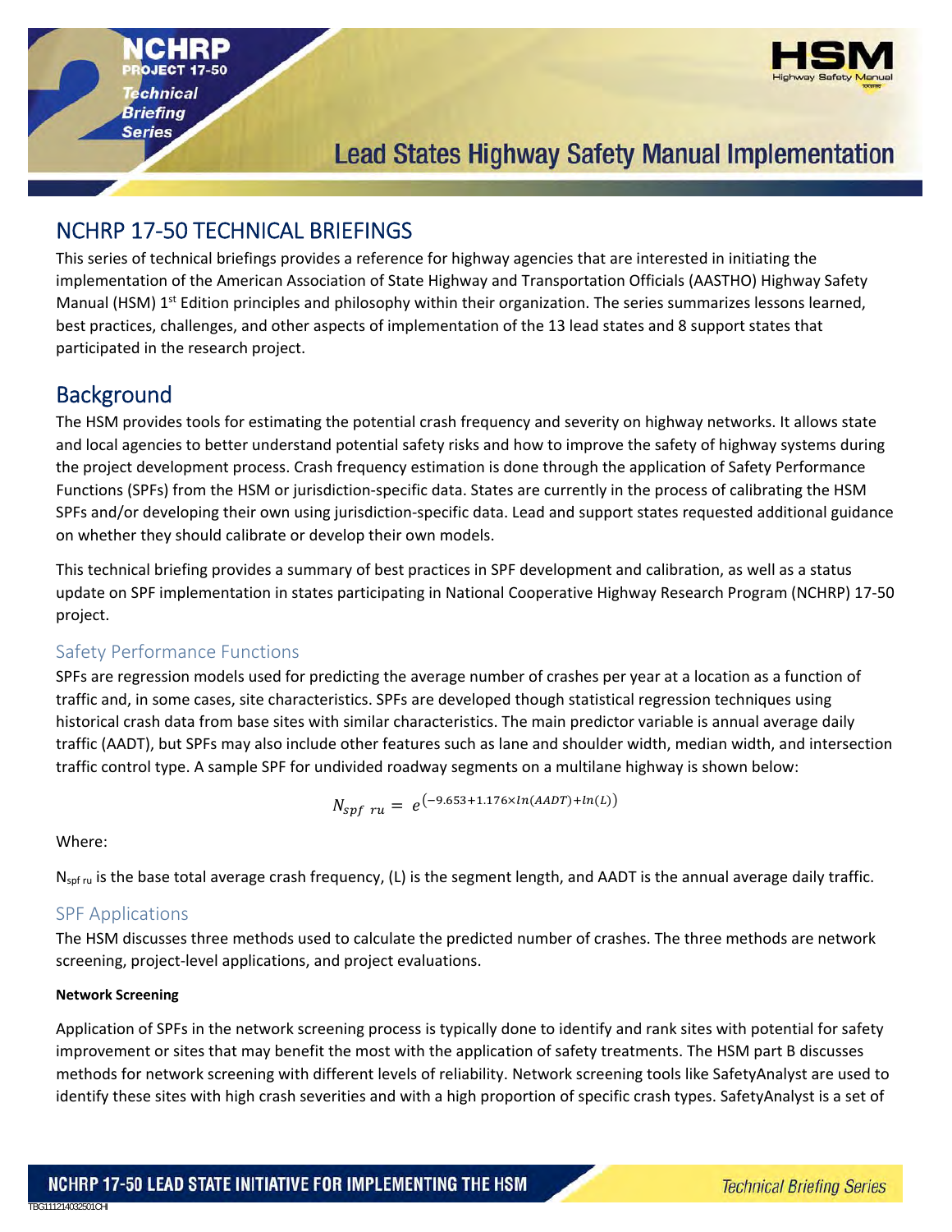# NCHRP 17-50 TECHNICAL BRIEFINGS

This series of technical briefings provides a reference for highway agencies that are interested in initiating the implementation of the American Association of State Highway and Transportation Officials (AASTHO) Highway Safety Manual (HSM) 1st Edition principles and philosophy within their organization. The series summarizes lessons learned, best practices, challenges, and other aspects of implementation of the 13 lead states and 8 support states that participated in the research project.

## Background

The HSM provides tools for estimating the potential crash frequency and severity on highway networks. It allows state and local agencies to better understand potential safety risks and how to improve the safety of highway systems during the project development process. Crash frequency estimation is done through the application of Safety Performance Functions (SPFs) from the HSM or jurisdiction-specific data. States are currently in the process of calibrating the HSM SPFs and/or developing their own using jurisdiction-specific data. Lead and support states requested additional guidance on whether they should calibrate or develop their own models.

This technical briefing provides a summary of best practices in SPF development and calibration, as well as a status update on SPF implementation in states participating in National Cooperative Highway Research Program (NCHRP) 17-50 project.

### Safety Performance Functions

SPFs are regression models used for predicting the average number of crashes per year at a location as a function of traffic and, in some cases, site characteristics. SPFs are developed though statistical regression techniques using historical crash data from base sites with similar characteristics. The main predictor variable is annual average daily traffic (AADT), but SPFs may also include other features such as lane and shoulder width, median width, and intersection traffic control type. A sample SPF for undivided roadway segments on a multilane highway is shown below:

$$N_{spf\ ru} = e^{(-9.653+1.176\times ln(AADT)+ln(L))}$$

Where:

$N_{spf\ ru}$ is the base total average crash frequency, (L) is the segment length, and AADT is the annual average daily traffic.

### SPF Applications

The HSM discusses three methods used to calculate the predicted number of crashes. The three methods are network screening, project-level applications, and project evaluations.

#### Network Screening

Application of SPFs in the network screening process is typically done to identify and rank sites with potential for safety improvement or sites that may benefit the most with the application of safety treatments. The HSM part B discusses methods for network screening with different levels of reliability. Network screening tools like SafetyAnalyst are used to identify these sites with high crash severities and with a high proportion of specific crash types. SafetyAnalyst is a set of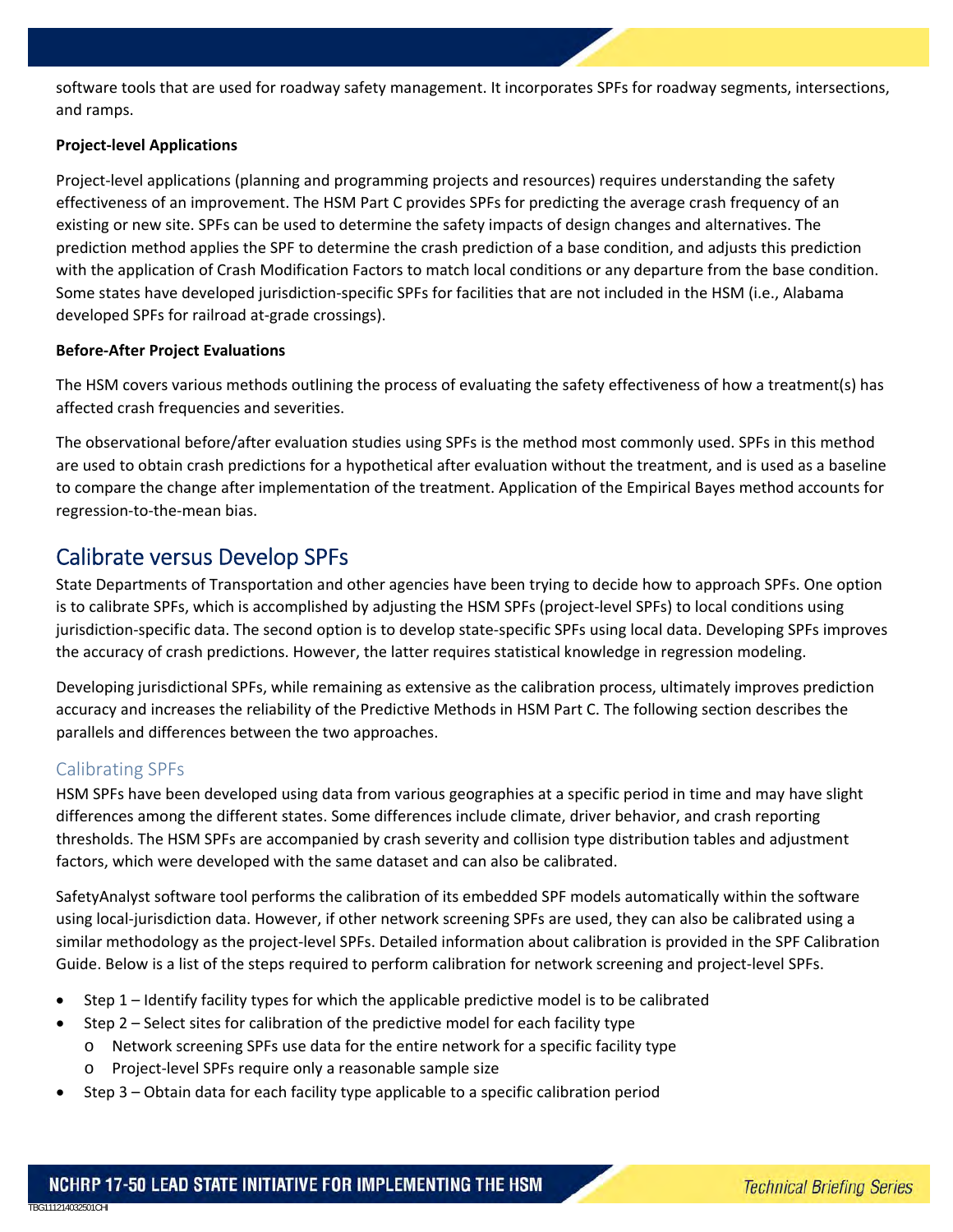software tools that are used for roadway safety management. It incorporates SPFs for roadway segments, intersections, and ramps.

**Project-level Applications**

Project-level applications (planning and programming projects and resources) requires understanding the safety effectiveness of an improvement. The HSM Part C provides SPFs for predicting the average crash frequency of an existing or new site. SPFs can be used to determine the safety impacts of design changes and alternatives. The prediction method applies the SPF to determine the crash prediction of a base condition, and adjusts this prediction with the application of Crash Modification Factors to match local conditions or any departure from the base condition. Some states have developed jurisdiction-specific SPFs for facilities that are not included in the HSM (i.e., Alabama developed SPFs for railroad at-grade crossings).

**Before-After Project Evaluations**

The HSM covers various methods outlining the process of evaluating the safety effectiveness of how a treatment(s) has affected crash frequencies and severities.

The observational before/after evaluation studies using SPFs is the method most commonly used. SPFs in this method are used to obtain crash predictions for a hypothetical after evaluation without the treatment, and is used as a baseline to compare the change after implementation of the treatment. Application of the Empirical Bayes method accounts for regression-to-the-mean bias.

## Calibrate versus Develop SPFs

State Departments of Transportation and other agencies have been trying to decide how to approach SPFs. One option is to calibrate SPFs, which is accomplished by adjusting the HSM SPFs (project-level SPFs) to local conditions using jurisdiction-specific data. The second option is to develop state-specific SPFs using local data. Developing SPFs improves the accuracy of crash predictions. However, the latter requires statistical knowledge in regression modeling.

Developing jurisdictional SPFs, while remaining as extensive as the calibration process, ultimately improves prediction accuracy and increases the reliability of the Predictive Methods in HSM Part C. The following section describes the parallels and differences between the two approaches.

### Calibrating SPFs

HSM SPFs have been developed using data from various geographies at a specific period in time and may have slight differences among the different states. Some differences include climate, driver behavior, and crash reporting thresholds. The HSM SPFs are accompanied by crash severity and collision type distribution tables and adjustment factors, which were developed with the same dataset and can also be calibrated.

SafetyAnalyst software tool performs the calibration of its embedded SPF models automatically within the software using local-jurisdiction data. However, if other network screening SPFs are used, they can also be calibrated using a similar methodology as the project-level SPFs. Detailed information about calibration is provided in the SPF Calibration Guide. Below is a list of the steps required to perform calibration for network screening and project-level SPFs.

- Step 1 – Identify facility types for which the applicable predictive model is to be calibrated
- Step 2 – Select sites for calibration of the predictive model for each facility type
  - Network screening SPFs use data for the entire network for a specific facility type
  - Project-level SPFs require only a reasonable sample size
- Step 3 – Obtain data for each facility type applicable to a specific calibration period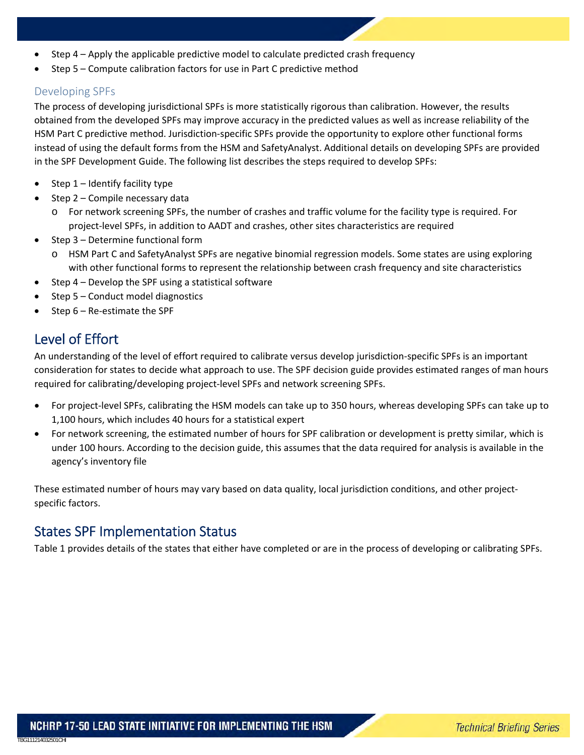- Step 4 – Apply the applicable predictive model to calculate predicted crash frequency
- Step 5 – Compute calibration factors for use in Part C predictive method

### Developing SPFs

The process of developing jurisdictional SPFs is more statistically rigorous than calibration. However, the results obtained from the developed SPFs may improve accuracy in the predicted values as well as increase reliability of the HSM Part C predictive method. Jurisdiction-specific SPFs provide the opportunity to explore other functional forms instead of using the default forms from the HSM and SafetyAnalyst. Additional details on developing SPFs are provided in the SPF Development Guide. The following list describes the steps required to develop SPFs:

- Step 1 – Identify facility type
- Step 2 – Compile necessary data
  - For network screening SPFs, the number of crashes and traffic volume for the facility type is required. For project-level SPFs, in addition to AADT and crashes, other sites characteristics are required
- Step 3 – Determine functional form
  - HSM Part C and SafetyAnalyst SPFs are negative binomial regression models. Some states are using exploring with other functional forms to represent the relationship between crash frequency and site characteristics
- Step 4 – Develop the SPF using a statistical software
- Step 5 – Conduct model diagnostics
- Step 6 – Re-estimate the SPF

## Level of Effort

An understanding of the level of effort required to calibrate versus develop jurisdiction-specific SPFs is an important consideration for states to decide what approach to use. The SPF decision guide provides estimated ranges of man hours required for calibrating/developing project-level SPFs and network screening SPFs.

- For project-level SPFs, calibrating the HSM models can take up to 350 hours, whereas developing SPFs can take up to 1,100 hours, which includes 40 hours for a statistical expert
- For network screening, the estimated number of hours for SPF calibration or development is pretty similar, which is under 100 hours. According to the decision guide, this assumes that the data required for analysis is available in the agency's inventory file

These estimated number of hours may vary based on data quality, local jurisdiction conditions, and other project-specific factors.

## States SPF Implementation Status

Table 1 provides details of the states that either have completed or are in the process of developing or calibrating SPFs.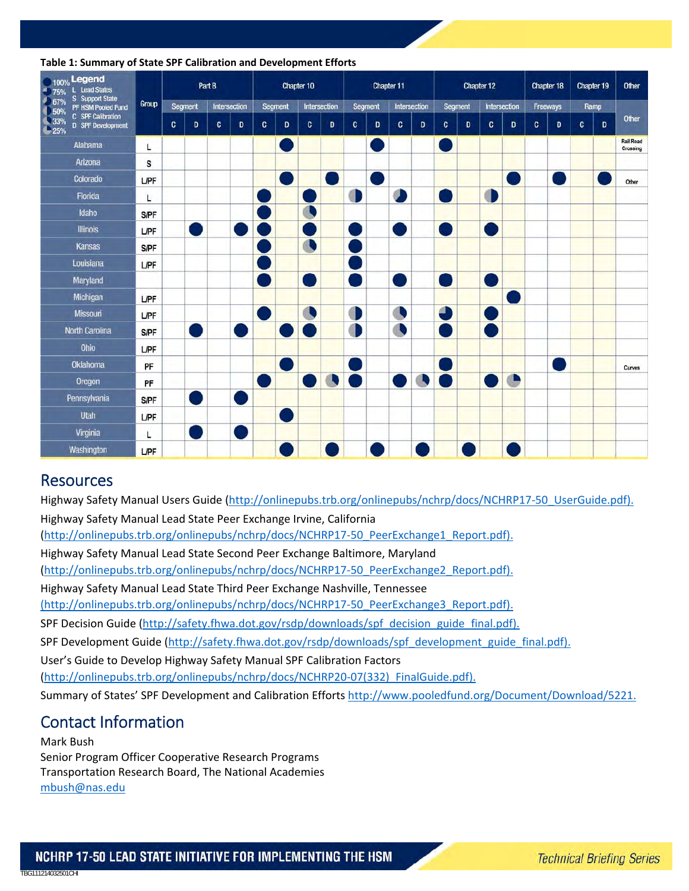**Table 1: Summary of State SPF Calibration and Development Efforts**

**Legend**

- Circle fill levels: 100%, 75%, 67%, 50%, 33%, 25%
- L Lead States
- S Support State
- PF HSM Pooled Fund
- C SPF Calibration
- D SPF Development

| | Group | Part B | | | | Chapter 10 | | | | Chapter 11 | | | | Chapter 12 | | | | Chapter 18 | | Chapter 19 | | Other |
|---|---|---|---|---|---|---|---|---|---|---|---|---|---|---|---|---|---|---|---|---|---|---|
| | | Segment | | Intersection | | Segment | | Intersection | | Segment | | Intersection | | Segment | | Intersection | | Freeways | | Ramp | | Other |
| | | C | D | C | D | C | D | C | D | C | D | C | D | C | D | C | D | C | D | C | D | |
| Alabama | L | | | | | | 100% | | | | 100% | | | 100% | | | | | | | | Rail Road Crossing |
| Arizona | S | | | | | | | | | | | | | | | | | | | | | |
| Colorado | L/PF | | | | | | 100% | | 100% | | 100% | | | | | | 100% | | 100% | | 100% | Other |
| Florida | L | | | | | 100% | | 100% | | 50% | | 75% | | 100% | | 50% | | | | | | |
| Idaho | S/PF | | | | | 100% | | 33% | | | | | | | | | | | | | | |
| Illinois | L/PF | | 100% | | 100% | 100% | | 100% | | 100% | | 100% | | 100% | | 100% | | | | | | |
| Kansas | S/PF | | | | | 100% | | 33% | | 100% | | | | | | | | | | | | |
| Louisiana | L/PF | | | | | 100% | | | | 100% | | | | | | | | | | | | |
| Maryland | | | | | | 100% | | 100% | | 100% | | 100% | | 100% | | 100% | | | | | | |
| Michigan | L/PF | | | | | | | | | | | | | | | | 100% | | | | | |
| Missouri | L/PF | | | | | 100% | | 33% | | 50% | | 33% | | 75% | | 100% | | | | | | |
| North Carolina | S/PF | | 100% | | 100% | | 100% | 100% | | 50% | | 33% | | 100% | | 100% | | | | | | |
| Ohio | L/PF | | | | | | | | | | | | | | | | | | | | | |
| Oklahoma | PF | | | | | | 100% | | | 100% | | | | 100% | | | | | 100% | | | Curves |
| Oregon | PF | | | | | 100% | | 100% | 33% | 100% | | 100% | 33% | 100% | | 100% | 25% | | | | | |
| Pennsylvania | S/PF | | 100% | | 100% | | | | | | | | | | | | | | | | | |
| Utah | L/PF | | | | | | 100% | | | | | | | | | | | | | | | |
| Virginia | L | | 100% | | 100% | | | | | | | | | | | | | | | | | |
| Washington | L/PF | | | | | | 100% | | 100% | | 100% | | 100% | | 100% | | 100% | | | | | |

## Resources

Highway Safety Manual Users Guide (http://onlinepubs.trb.org/onlinepubs/nchrp/docs/NCHRP17-50_UserGuide.pdf).

Highway Safety Manual Lead State Peer Exchange Irvine, California (http://onlinepubs.trb.org/onlinepubs/nchrp/docs/NCHRP17-50_PeerExchange1_Report.pdf).

Highway Safety Manual Lead State Second Peer Exchange Baltimore, Maryland (http://onlinepubs.trb.org/onlinepubs/nchrp/docs/NCHRP17-50_PeerExchange2_Report.pdf).

Highway Safety Manual Lead State Third Peer Exchange Nashville, Tennessee (http://onlinepubs.trb.org/onlinepubs/nchrp/docs/NCHRP17-50_PeerExchange3_Report.pdf).

SPF Decision Guide (http://safety.fhwa.dot.gov/rsdp/downloads/spf_decision_guide_final.pdf).

SPF Development Guide (http://safety.fhwa.dot.gov/rsdp/downloads/spf_development_guide_final.pdf).

User's Guide to Develop Highway Safety Manual SPF Calibration Factors (http://onlinepubs.trb.org/onlinepubs/nchrp/docs/NCHRP20-07(332)_FinalGuide.pdf).

Summary of States' SPF Development and Calibration Efforts http://www.pooledfund.org/Document/Download/5221.

## Contact Information

Mark Bush
Senior Program Officer Cooperative Research Programs
Transportation Research Board, The National Academies
mbush@nas.edu